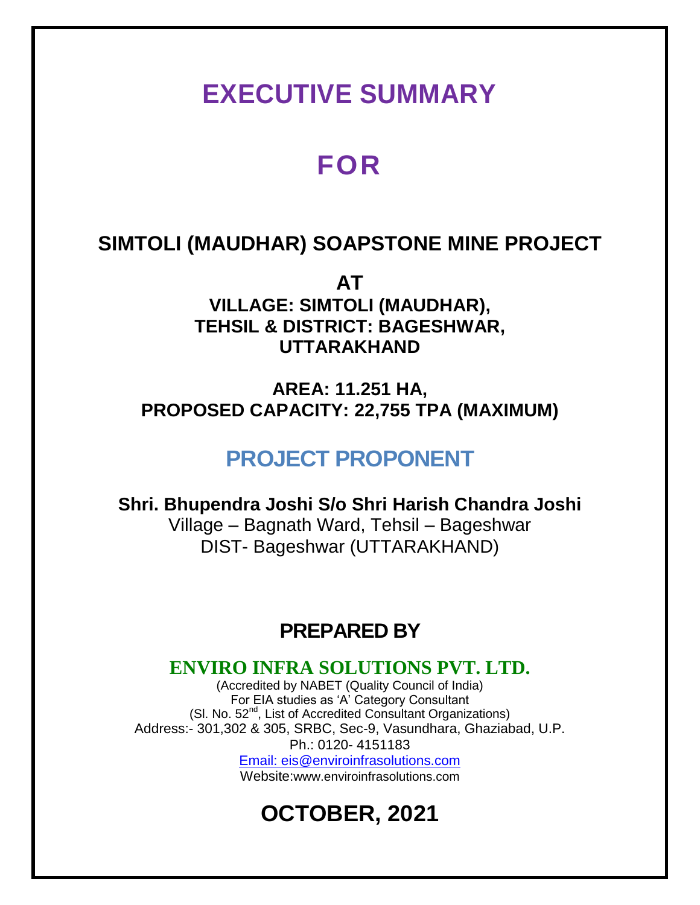# EXECUTIVE SUMMARY

# FOR

## SIMTOLI (MAUDHAR) SOAPSTONE MINE PROJECT

**AT**

**VILLAGE: SIMTOLI (MAUDHAR),**
**TEHSIL & DISTRICT: BAGESHWAR,**
**UTTARAKHAND**

**AREA: 11.251 HA,**
**PROPOSED CAPACITY: 22,755 TPA (MAXIMUM)**

## PROJECT PROPONENT

**Shri. Bhupendra Joshi S/o Shri Harish Chandra Joshi**
Village – Bagnath Ward, Tehsil – Bageshwar
DIST- Bageshwar (UTTARAKHAND)

## PREPARED BY

**ENVIRO INFRA SOLUTIONS PVT. LTD.**

(Accredited by NABET (Quality Council of India)
For EIA studies as 'A' Category Consultant
(Sl. No. 52nd, List of Accredited Consultant Organizations)
Address:- 301,302 & 305, SRBC, Sec-9, Vasundhara, Ghaziabad, U.P.
Ph.: 0120- 4151183
Email: eis@enviroinfrasolutions.com
Website:www.enviroinfrasolutions.com

## OCTOBER, 2021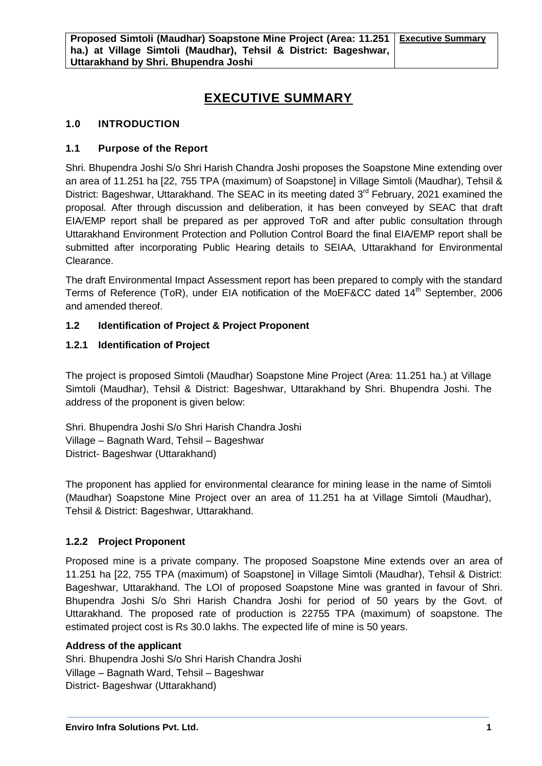# EXECUTIVE SUMMARY

## 1.0 INTRODUCTION

### 1.1 Purpose of the Report

Shri. Bhupendra Joshi S/o Shri Harish Chandra Joshi proposes the Soapstone Mine extending over an area of 11.251 ha [22, 755 TPA (maximum) of Soapstone] in Village Simtoli (Maudhar), Tehsil & District: Bageshwar, Uttarakhand. The SEAC in its meeting dated 3rd February, 2021 examined the proposal. After through discussion and deliberation, it has been conveyed by SEAC that draft EIA/EMP report shall be prepared as per approved ToR and after public consultation through Uttarakhand Environment Protection and Pollution Control Board the final EIA/EMP report shall be submitted after incorporating Public Hearing details to SEIAA, Uttarakhand for Environmental Clearance.

The draft Environmental Impact Assessment report has been prepared to comply with the standard Terms of Reference (ToR), under EIA notification of the MoEF&CC dated 14th September, 2006 and amended thereof.

### 1.2 Identification of Project & Project Proponent

#### 1.2.1 Identification of Project

The project is proposed Simtoli (Maudhar) Soapstone Mine Project (Area: 11.251 ha.) at Village Simtoli (Maudhar), Tehsil & District: Bageshwar, Uttarakhand by Shri. Bhupendra Joshi. The address of the proponent is given below:

Shri. Bhupendra Joshi S/o Shri Harish Chandra Joshi
Village – Bagnath Ward, Tehsil – Bageshwar
District- Bageshwar (Uttarakhand)

The proponent has applied for environmental clearance for mining lease in the name of Simtoli (Maudhar) Soapstone Mine Project over an area of 11.251 ha at Village Simtoli (Maudhar), Tehsil & District: Bageshwar, Uttarakhand.

#### 1.2.2 Project Proponent

Proposed mine is a private company. The proposed Soapstone Mine extends over an area of 11.251 ha [22, 755 TPA (maximum) of Soapstone] in Village Simtoli (Maudhar), Tehsil & District: Bageshwar, Uttarakhand. The LOI of proposed Soapstone Mine was granted in favour of Shri. Bhupendra Joshi S/o Shri Harish Chandra Joshi for period of 50 years by the Govt. of Uttarakhand. The proposed rate of production is 22755 TPA (maximum) of soapstone. The estimated project cost is Rs 30.0 lakhs. The expected life of mine is 50 years.

**Address of the applicant**

Shri. Bhupendra Joshi S/o Shri Harish Chandra Joshi
Village – Bagnath Ward, Tehsil – Bageshwar
District- Bageshwar (Uttarakhand)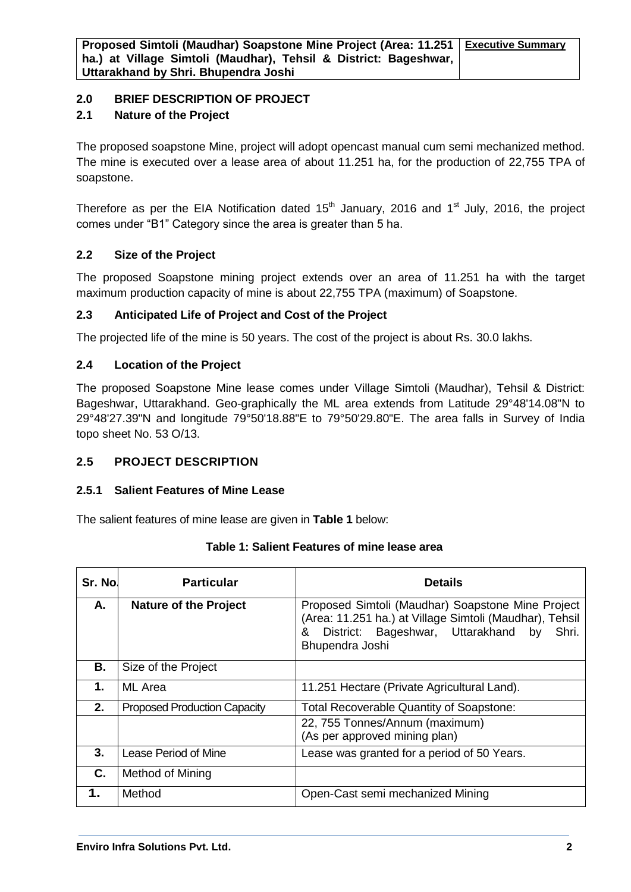## 2.0 BRIEF DESCRIPTION OF PROJECT

### 2.1 Nature of the Project

The proposed soapstone Mine, project will adopt opencast manual cum semi mechanized method. The mine is executed over a lease area of about 11.251 ha, for the production of 22,755 TPA of soapstone.

Therefore as per the EIA Notification dated 15th January, 2016 and 1st July, 2016, the project comes under "B1" Category since the area is greater than 5 ha.

### 2.2 Size of the Project

The proposed Soapstone mining project extends over an area of 11.251 ha with the target maximum production capacity of mine is about 22,755 TPA (maximum) of Soapstone.

### 2.3 Anticipated Life of Project and Cost of the Project

The projected life of the mine is 50 years. The cost of the project is about Rs. 30.0 lakhs.

### 2.4 Location of the Project

The proposed Soapstone Mine lease comes under Village Simtoli (Maudhar), Tehsil & District: Bageshwar, Uttarakhand. Geo-graphically the ML area extends from Latitude 29°48'14.08"N to 29°48'27.39"N and longitude 79°50'18.88"E to 79°50'29.80"E. The area falls in Survey of India topo sheet No. 53 O/13.

### 2.5 PROJECT DESCRIPTION

#### 2.5.1 Salient Features of Mine Lease

The salient features of mine lease are given in **Table 1** below:

**Table 1: Salient Features of mine lease area**

| Sr. No. | Particular | Details |
|---|---|---|
| **A.** | **Nature of the Project** | Proposed Simtoli (Maudhar) Soapstone Mine Project (Area: 11.251 ha.) at Village Simtoli (Maudhar), Tehsil & District: Bageshwar, Uttarakhand by Shri. Bhupendra Joshi |
| **B.** | Size of the Project | |
| **1.** | ML Area | 11.251 Hectare (Private Agricultural Land). |
| **2.** | Proposed Production Capacity | Total Recoverable Quantity of Soapstone: |
| | | 22, 755 Tonnes/Annum (maximum) (As per approved mining plan) |
| **3.** | Lease Period of Mine | Lease was granted for a period of 50 Years. |
| **C.** | Method of Mining | |
| **1.** | Method | Open-Cast semi mechanized Mining |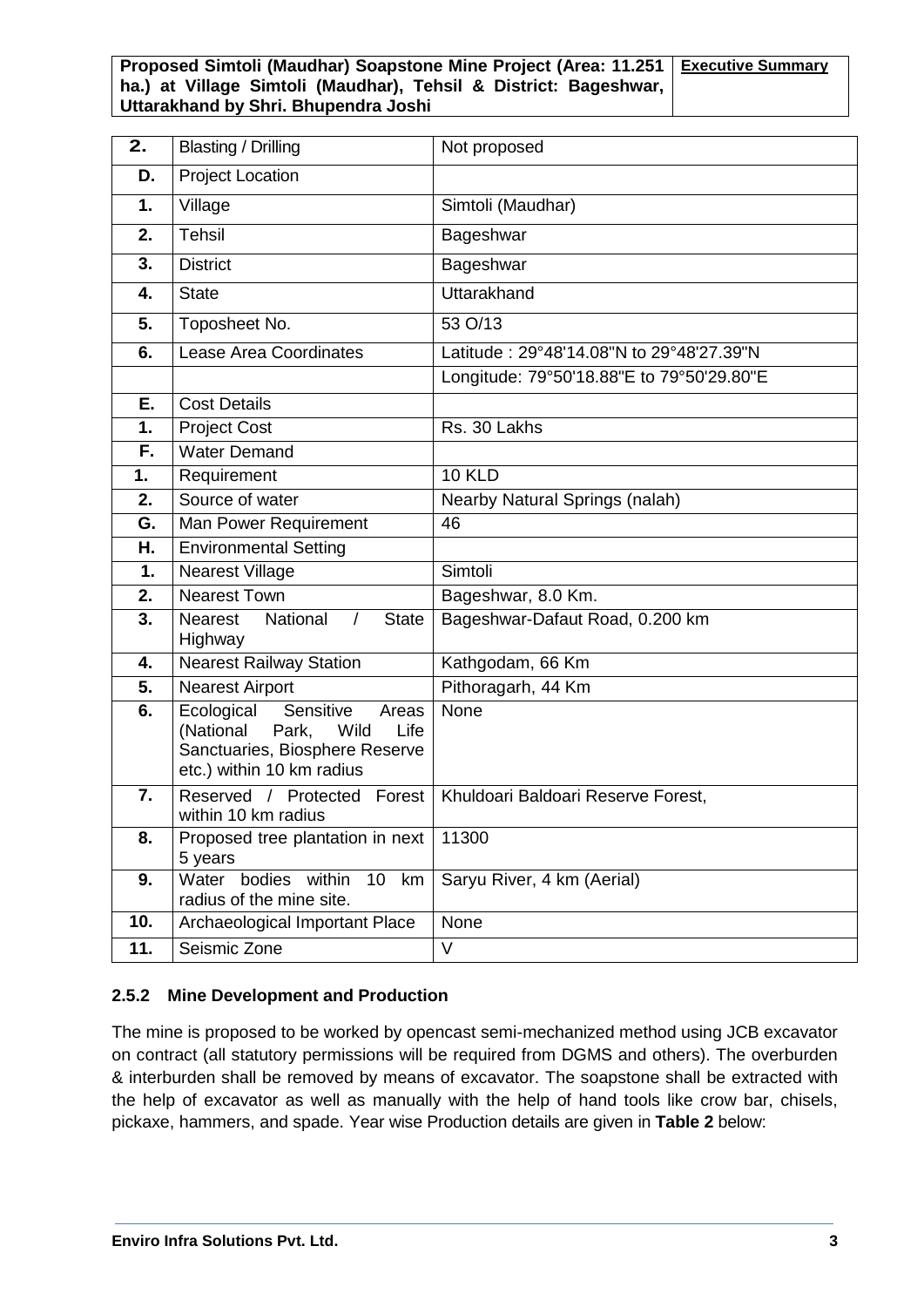| 2. | Blasting / Drilling | Not proposed |
|---|---|---|
| D. | Project Location | |
| 1. | Village | Simtoli (Maudhar) |
| 2. | Tehsil | Bageshwar |
| 3. | District | Bageshwar |
| 4. | State | Uttarakhand |
| 5. | Toposheet No. | 53 O/13 |
| 6. | Lease Area Coordinates | Latitude : 29°48'14.08"N to 29°48'27.39"N |
| | | Longitude: 79°50'18.88"E to 79°50'29.80"E |
| E. | Cost Details | |
| 1. | Project Cost | Rs. 30 Lakhs |
| F. | Water Demand | |
| 1. | Requirement | 10 KLD |
| 2. | Source of water | Nearby Natural Springs (nalah) |
| G. | Man Power Requirement | 46 |
| H. | Environmental Setting | |
| 1. | Nearest Village | Simtoli |
| 2. | Nearest Town | Bageshwar, 8.0 Km. |
| 3. | Nearest National / State Highway | Bageshwar-Dafaut Road, 0.200 km |
| 4. | Nearest Railway Station | Kathgodam, 66 Km |
| 5. | Nearest Airport | Pithoragarh, 44 Km |
| 6. | Ecological Sensitive Areas (National Park, Wild Life Sanctuaries, Biosphere Reserve etc.) within 10 km radius | None |
| 7. | Reserved / Protected Forest within 10 km radius | Khuldoari Baldoari Reserve Forest, |
| 8. | Proposed tree plantation in next 5 years | 11300 |
| 9. | Water bodies within 10 km radius of the mine site. | Saryu River, 4 km (Aerial) |
| 10. | Archaeological Important Place | None |
| 11. | Seismic Zone | V |

### 2.5.2 Mine Development and Production

The mine is proposed to be worked by opencast semi-mechanized method using JCB excavator on contract (all statutory permissions will be required from DGMS and others). The overburden & interburden shall be removed by means of excavator. The soapstone shall be extracted with the help of excavator as well as manually with the help of hand tools like crow bar, chisels, pickaxe, hammers, and spade. Year wise Production details are given in **Table 2** below: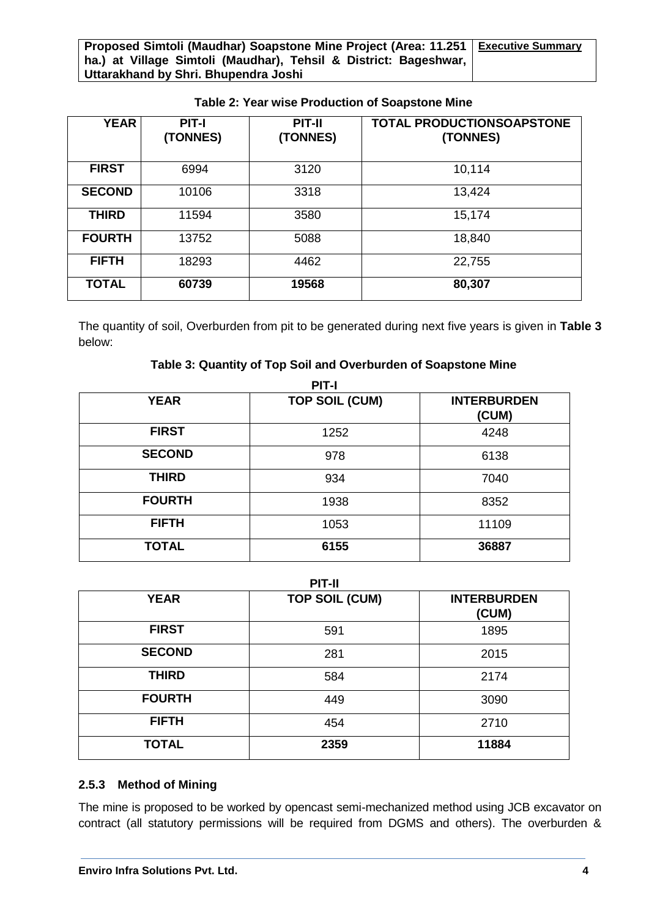**Table 2: Year wise Production of Soapstone Mine**

| YEAR | PIT-I (TONNES) | PIT-II (TONNES) | TOTAL PRODUCTIONSOAPSTONE (TONNES) |
|---|---|---|---|
| **FIRST** | 6994 | 3120 | 10,114 |
| **SECOND** | 10106 | 3318 | 13,424 |
| **THIRD** | 11594 | 3580 | 15,174 |
| **FOURTH** | 13752 | 5088 | 18,840 |
| **FIFTH** | 18293 | 4462 | 22,755 |
| **TOTAL** | **60739** | **19568** | **80,307** |

The quantity of soil, Overburden from pit to be generated during next five years is given in **Table 3** below:

**Table 3: Quantity of Top Soil and Overburden of Soapstone Mine**

**PIT-I**

| YEAR | TOP SOIL (CUM) | INTERBURDEN (CUM) |
|---|---|---|
| **FIRST** | 1252 | 4248 |
| **SECOND** | 978 | 6138 |
| **THIRD** | 934 | 7040 |
| **FOURTH** | 1938 | 8352 |
| **FIFTH** | 1053 | 11109 |
| **TOTAL** | **6155** | **36887** |

**PIT-II**

| YEAR | TOP SOIL (CUM) | INTERBURDEN (CUM) |
|---|---|---|
| **FIRST** | 591 | 1895 |
| **SECOND** | 281 | 2015 |
| **THIRD** | 584 | 2174 |
| **FOURTH** | 449 | 3090 |
| **FIFTH** | 454 | 2710 |
| **TOTAL** | **2359** | **11884** |

### 2.5.3 Method of Mining

The mine is proposed to be worked by opencast semi-mechanized method using JCB excavator on contract (all statutory permissions will be required from DGMS and others). The overburden &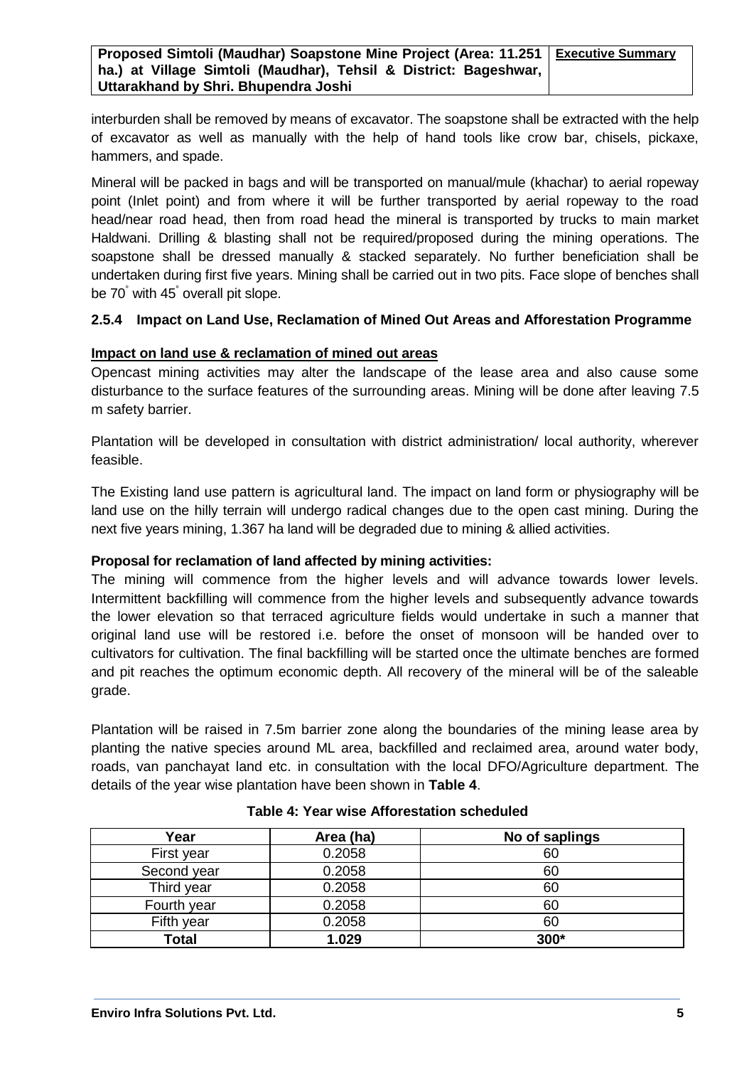interburden shall be removed by means of excavator. The soapstone shall be extracted with the help of excavator as well as manually with the help of hand tools like crow bar, chisels, pickaxe, hammers, and spade.

Mineral will be packed in bags and will be transported on manual/mule (khachar) to aerial ropeway point (Inlet point) and from where it will be further transported by aerial ropeway to the road head/near road head, then from road head the mineral is transported by trucks to main market Haldwani. Drilling & blasting shall not be required/proposed during the mining operations. The soapstone shall be dressed manually & stacked separately. No further beneficiation shall be undertaken during first five years. Mining shall be carried out in two pits. Face slope of benches shall be 70° with 45° overall pit slope.

### 2.5.4 Impact on Land Use, Reclamation of Mined Out Areas and Afforestation Programme

**Impact on land use & reclamation of mined out areas**

Opencast mining activities may alter the landscape of the lease area and also cause some disturbance to the surface features of the surrounding areas. Mining will be done after leaving 7.5 m safety barrier.

Plantation will be developed in consultation with district administration/ local authority, wherever feasible.

The Existing land use pattern is agricultural land. The impact on land form or physiography will be land use on the hilly terrain will undergo radical changes due to the open cast mining. During the next five years mining, 1.367 ha land will be degraded due to mining & allied activities.

**Proposal for reclamation of land affected by mining activities:**

The mining will commence from the higher levels and will advance towards lower levels. Intermittent backfilling will commence from the higher levels and subsequently advance towards the lower elevation so that terraced agriculture fields would undertake in such a manner that original land use will be restored i.e. before the onset of monsoon will be handed over to cultivators for cultivation. The final backfilling will be started once the ultimate benches are formed and pit reaches the optimum economic depth. All recovery of the mineral will be of the saleable grade.

Plantation will be raised in 7.5m barrier zone along the boundaries of the mining lease area by planting the native species around ML area, backfilled and reclaimed area, around water body, roads, van panchayat land etc. in consultation with the local DFO/Agriculture department. The details of the year wise plantation have been shown in **Table 4**.

**Table 4: Year wise Afforestation scheduled**

| Year | Area (ha) | No of saplings |
|---|---|---|
| First year | 0.2058 | 60 |
| Second year | 0.2058 | 60 |
| Third year | 0.2058 | 60 |
| Fourth year | 0.2058 | 60 |
| Fifth year | 0.2058 | 60 |
| **Total** | **1.029** | **300*** |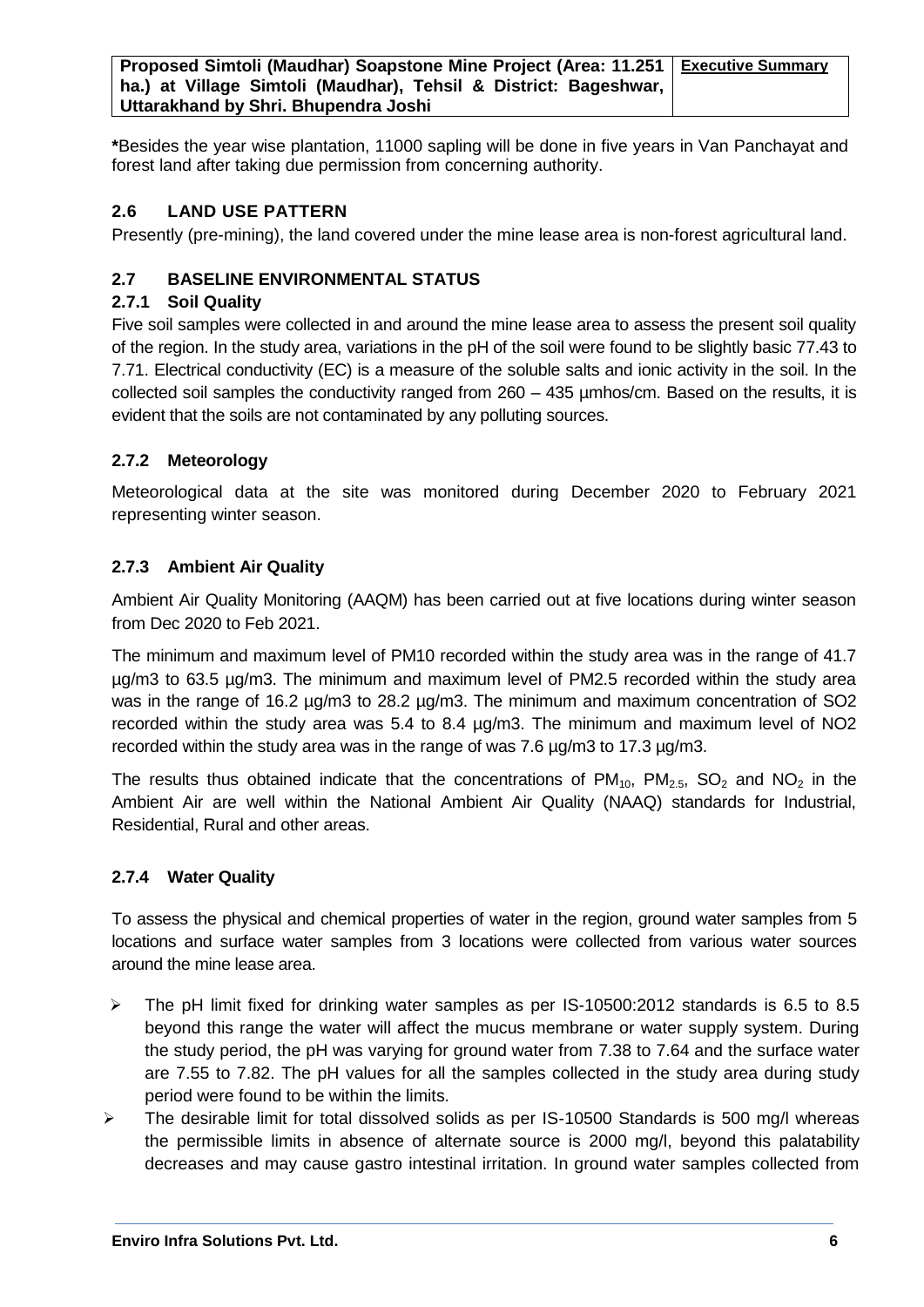*Besides the year wise plantation, 11000 sapling will be done in five years in Van Panchayat and forest land after taking due permission from concerning authority.

## 2.6 LAND USE PATTERN

Presently (pre-mining), the land covered under the mine lease area is non-forest agricultural land.

## 2.7 BASELINE ENVIRONMENTAL STATUS

### 2.7.1 Soil Quality

Five soil samples were collected in and around the mine lease area to assess the present soil quality of the region. In the study area, variations in the pH of the soil were found to be slightly basic 77.43 to 7.71. Electrical conductivity (EC) is a measure of the soluble salts and ionic activity in the soil. In the collected soil samples the conductivity ranged from 260 – 435 µmhos/cm. Based on the results, it is evident that the soils are not contaminated by any polluting sources.

### 2.7.2 Meteorology

Meteorological data at the site was monitored during December 2020 to February 2021 representing winter season.

### 2.7.3 Ambient Air Quality

Ambient Air Quality Monitoring (AAQM) has been carried out at five locations during winter season from Dec 2020 to Feb 2021.

The minimum and maximum level of PM10 recorded within the study area was in the range of 41.7 µg/m3 to 63.5 µg/m3. The minimum and maximum level of PM2.5 recorded within the study area was in the range of 16.2 µg/m3 to 28.2 µg/m3. The minimum and maximum concentration of SO2 recorded within the study area was 5.4 to 8.4 µg/m3. The minimum and maximum level of NO2 recorded within the study area was in the range of was 7.6 µg/m3 to 17.3 µg/m3.

The results thus obtained indicate that the concentrations of $PM_{10}$, $PM_{2.5}$, $SO_2$ and $NO_2$ in the Ambient Air are well within the National Ambient Air Quality (NAAQ) standards for Industrial, Residential, Rural and other areas.

### 2.7.4 Water Quality

To assess the physical and chemical properties of water in the region, ground water samples from 5 locations and surface water samples from 3 locations were collected from various water sources around the mine lease area.

- The pH limit fixed for drinking water samples as per IS-10500:2012 standards is 6.5 to 8.5 beyond this range the water will affect the mucus membrane or water supply system. During the study period, the pH was varying for ground water from 7.38 to 7.64 and the surface water are 7.55 to 7.82. The pH values for all the samples collected in the study area during study period were found to be within the limits.
- The desirable limit for total dissolved solids as per IS-10500 Standards is 500 mg/l whereas the permissible limits in absence of alternate source is 2000 mg/l, beyond this palatability decreases and may cause gastro intestinal irritation. In ground water samples collected from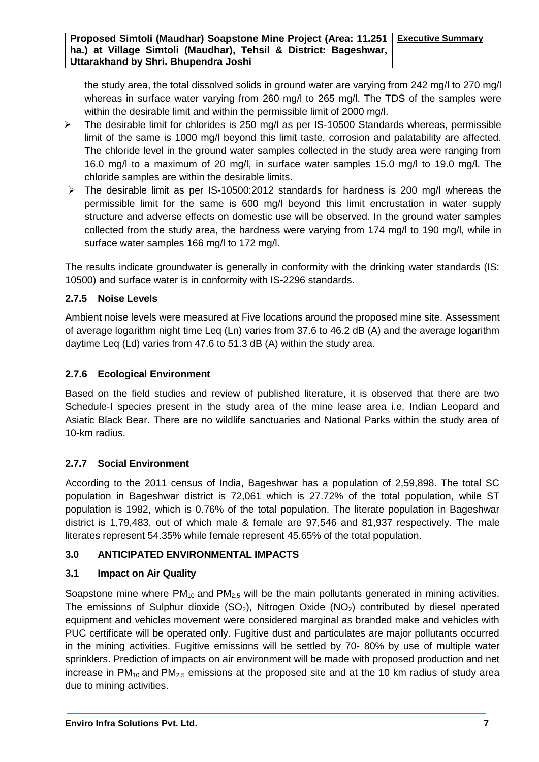the study area, the total dissolved solids in ground water are varying from 242 mg/l to 270 mg/l whereas in surface water varying from 260 mg/l to 265 mg/l. The TDS of the samples were within the desirable limit and within the permissible limit of 2000 mg/l.

- The desirable limit for chlorides is 250 mg/l as per IS-10500 Standards whereas, permissible limit of the same is 1000 mg/l beyond this limit taste, corrosion and palatability are affected. The chloride level in the ground water samples collected in the study area were ranging from 16.0 mg/l to a maximum of 20 mg/l, in surface water samples 15.0 mg/l to 19.0 mg/l. The chloride samples are within the desirable limits.
- The desirable limit as per IS-10500:2012 standards for hardness is 200 mg/l whereas the permissible limit for the same is 600 mg/l beyond this limit encrustation in water supply structure and adverse effects on domestic use will be observed. In the ground water samples collected from the study area, the hardness were varying from 174 mg/l to 190 mg/l, while in surface water samples 166 mg/l to 172 mg/l.

The results indicate groundwater is generally in conformity with the drinking water standards (IS: 10500) and surface water is in conformity with IS-2296 standards.

### 2.7.5 Noise Levels

Ambient noise levels were measured at Five locations around the proposed mine site. Assessment of average logarithm night time Leq (Ln) varies from 37.6 to 46.2 dB (A) and the average logarithm daytime Leq (Ld) varies from 47.6 to 51.3 dB (A) within the study area.

### 2.7.6 Ecological Environment

Based on the field studies and review of published literature, it is observed that there are two Schedule-I species present in the study area of the mine lease area i.e. Indian Leopard and Asiatic Black Bear. There are no wildlife sanctuaries and National Parks within the study area of 10-km radius.

### 2.7.7 Social Environment

According to the 2011 census of India, Bageshwar has a population of 2,59,898. The total SC population in Bageshwar district is 72,061 which is 27.72% of the total population, while ST population is 1982, which is 0.76% of the total population. The literate population in Bageshwar district is 1,79,483, out of which male & female are 97,546 and 81,937 respectively. The male literates represent 54.35% while female represent 45.65% of the total population.

## 3.0 ANTICIPATED ENVIRONMENTAL IMPACTS

### 3.1 Impact on Air Quality

Soapstone mine where $PM_{10}$ and $PM_{2.5}$ will be the main pollutants generated in mining activities. The emissions of Sulphur dioxide ($SO_2$), Nitrogen Oxide ($NO_2$) contributed by diesel operated equipment and vehicles movement were considered marginal as branded make and vehicles with PUC certificate will be operated only. Fugitive dust and particulates are major pollutants occurred in the mining activities. Fugitive emissions will be settled by 70- 80% by use of multiple water sprinklers. Prediction of impacts on air environment will be made with proposed production and net increase in $PM_{10}$ and $PM_{2.5}$ emissions at the proposed site and at the 10 km radius of study area due to mining activities.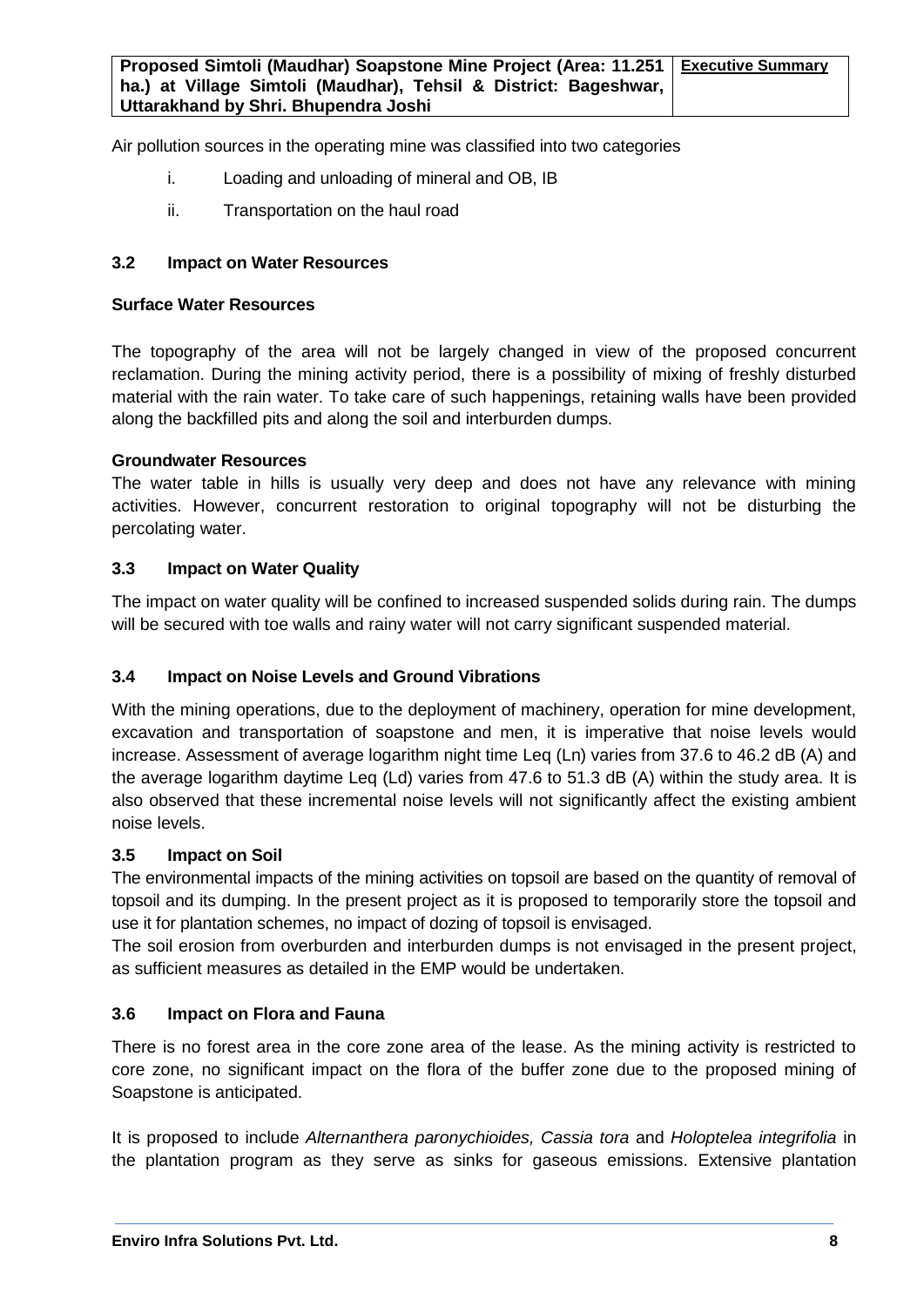Air pollution sources in the operating mine was classified into two categories

i. Loading and unloading of mineral and OB, IB

ii. Transportation on the haul road

### 3.2 Impact on Water Resources

**Surface Water Resources**

The topography of the area will not be largely changed in view of the proposed concurrent reclamation. During the mining activity period, there is a possibility of mixing of freshly disturbed material with the rain water. To take care of such happenings, retaining walls have been provided along the backfilled pits and along the soil and interburden dumps.

**Groundwater Resources**

The water table in hills is usually very deep and does not have any relevance with mining activities. However, concurrent restoration to original topography will not be disturbing the percolating water.

### 3.3 Impact on Water Quality

The impact on water quality will be confined to increased suspended solids during rain. The dumps will be secured with toe walls and rainy water will not carry significant suspended material.

### 3.4 Impact on Noise Levels and Ground Vibrations

With the mining operations, due to the deployment of machinery, operation for mine development, excavation and transportation of soapstone and men, it is imperative that noise levels would increase. Assessment of average logarithm night time Leq (Ln) varies from 37.6 to 46.2 dB (A) and the average logarithm daytime Leq (Ld) varies from 47.6 to 51.3 dB (A) within the study area. It is also observed that these incremental noise levels will not significantly affect the existing ambient noise levels.

### 3.5 Impact on Soil

The environmental impacts of the mining activities on topsoil are based on the quantity of removal of topsoil and its dumping. In the present project as it is proposed to temporarily store the topsoil and use it for plantation schemes, no impact of dozing of topsoil is envisaged.

The soil erosion from overburden and interburden dumps is not envisaged in the present project, as sufficient measures as detailed in the EMP would be undertaken.

### 3.6 Impact on Flora and Fauna

There is no forest area in the core zone area of the lease. As the mining activity is restricted to core zone, no significant impact on the flora of the buffer zone due to the proposed mining of Soapstone is anticipated.

It is proposed to include *Alternanthera paronychioides, Cassia tora* and *Holoptelea integrifolia* in the plantation program as they serve as sinks for gaseous emissions. Extensive plantation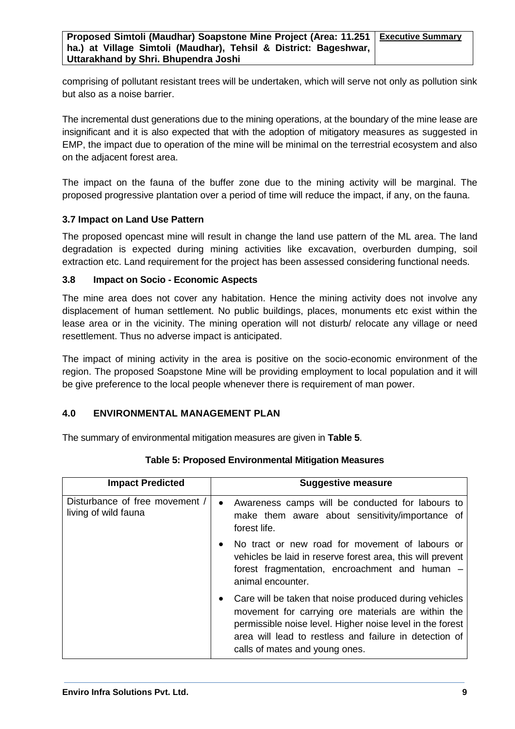comprising of pollutant resistant trees will be undertaken, which will serve not only as pollution sink but also as a noise barrier.

The incremental dust generations due to the mining operations, at the boundary of the mine lease are insignificant and it is also expected that with the adoption of mitigatory measures as suggested in EMP, the impact due to operation of the mine will be minimal on the terrestrial ecosystem and also on the adjacent forest area.

The impact on the fauna of the buffer zone due to the mining activity will be marginal. The proposed progressive plantation over a period of time will reduce the impact, if any, on the fauna.

### 3.7 Impact on Land Use Pattern

The proposed opencast mine will result in change the land use pattern of the ML area. The land degradation is expected during mining activities like excavation, overburden dumping, soil extraction etc. Land requirement for the project has been assessed considering functional needs.

### 3.8 Impact on Socio - Economic Aspects

The mine area does not cover any habitation. Hence the mining activity does not involve any displacement of human settlement. No public buildings, places, monuments etc exist within the lease area or in the vicinity. The mining operation will not disturb/ relocate any village or need resettlement. Thus no adverse impact is anticipated.

The impact of mining activity in the area is positive on the socio-economic environment of the region. The proposed Soapstone Mine will be providing employment to local population and it will be give preference to the local people whenever there is requirement of man power.

## 4.0 ENVIRONMENTAL MANAGEMENT PLAN

The summary of environmental mitigation measures are given in **Table 5**.

**Table 5: Proposed Environmental Mitigation Measures**

| Impact Predicted | Suggestive measure |
|---|---|
| Disturbance of free movement / living of wild fauna | • Awareness camps will be conducted for labours to make them aware about sensitivity/importance of forest life.<br>• No tract or new road for movement of labours or vehicles be laid in reserve forest area, this will prevent forest fragmentation, encroachment and human – animal encounter.<br>• Care will be taken that noise produced during vehicles movement for carrying ore materials are within the permissible noise level. Higher noise level in the forest area will lead to restless and failure in detection of calls of mates and young ones. |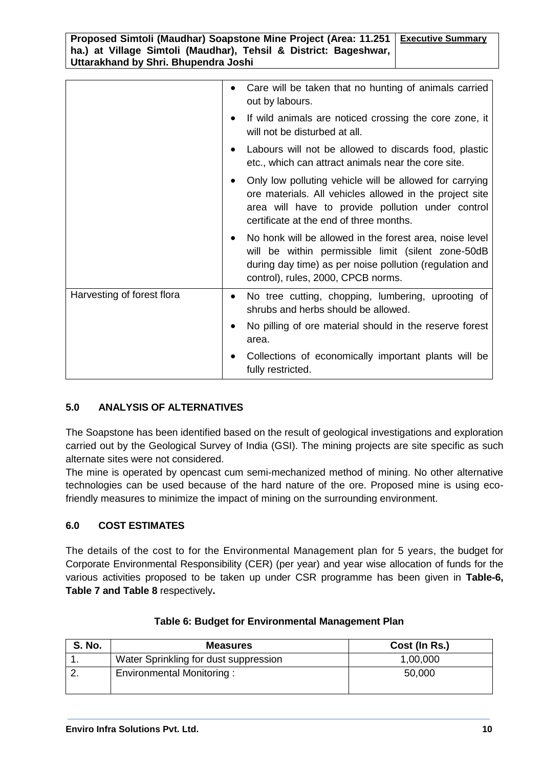|  |  |
| --- | --- |
|  | • Care will be taken that no hunting of animals carried out by labours.<br>• If wild animals are noticed crossing the core zone, it will not be disturbed at all.<br>• Labours will not be allowed to discards food, plastic etc., which can attract animals near the core site.<br>• Only low polluting vehicle will be allowed for carrying ore materials. All vehicles allowed in the project site area will have to provide pollution under control certificate at the end of three months.<br>• No honk will be allowed in the forest area, noise level will be within permissible limit (silent zone-50dB during day time) as per noise pollution (regulation and control), rules, 2000, CPCB norms. |
| Harvesting of forest flora | • No tree cutting, chopping, lumbering, uprooting of shrubs and herbs should be allowed.<br>• No pilling of ore material should in the reserve forest area.<br>• Collections of economically important plants will be fully restricted. |

## 5.0 ANALYSIS OF ALTERNATIVES

The Soapstone has been identified based on the result of geological investigations and exploration carried out by the Geological Survey of India (GSI). The mining projects are site specific as such alternate sites were not considered.

The mine is operated by opencast cum semi-mechanized method of mining. No other alternative technologies can be used because of the hard nature of the ore. Proposed mine is using eco-friendly measures to minimize the impact of mining on the surrounding environment.

## 6.0 COST ESTIMATES

The details of the cost to for the Environmental Management plan for 5 years, the budget for Corporate Environmental Responsibility (CER) (per year) and year wise allocation of funds for the various activities proposed to be taken up under CSR programme has been given in **Table-6, Table 7 and Table 8** respectively**.**

**Table 6: Budget for Environmental Management Plan**

| S. No. | Measures | Cost (In Rs.) |
| --- | --- | --- |
| 1. | Water Sprinkling for dust suppression | 1,00,000 |
| 2. | Environmental Monitoring : | 50,000 |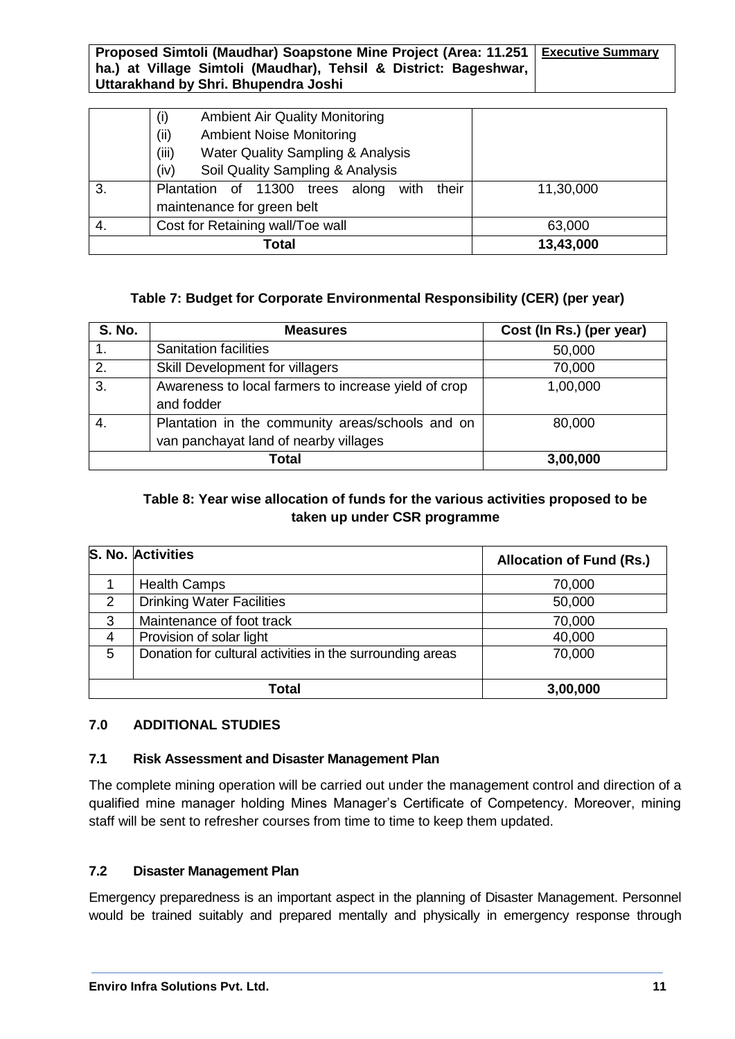|  | (i) Ambient Air Quality Monitoring<br>(ii) Ambient Noise Monitoring<br>(iii) Water Quality Sampling & Analysis<br>(iv) Soil Quality Sampling & Analysis |  |
|---|---|---|
| 3. | Plantation of 11300 trees along with their maintenance for green belt | 11,30,000 |
| 4. | Cost for Retaining wall/Toe wall | 63,000 |
| **Total** | | **13,43,000** |

**Table 7: Budget for Corporate Environmental Responsibility (CER) (per year)**

| S. No. | Measures | Cost (In Rs.) (per year) |
|---|---|---|
| 1. | Sanitation facilities | 50,000 |
| 2. | Skill Development for villagers | 70,000 |
| 3. | Awareness to local farmers to increase yield of crop and fodder | 1,00,000 |
| 4. | Plantation in the community areas/schools and on van panchayat land of nearby villages | 80,000 |
| **Total** | | **3,00,000** |

**Table 8: Year wise allocation of funds for the various activities proposed to be taken up under CSR programme**

| S. No. | Activities | Allocation of Fund (Rs.) |
|---|---|---|
| 1 | Health Camps | 70,000 |
| 2 | Drinking Water Facilities | 50,000 |
| 3 | Maintenance of foot track | 70,000 |
| 4 | Provision of solar light | 40,000 |
| 5 | Donation for cultural activities in the surrounding areas | 70,000 |
| **Total** | | **3,00,000** |

## 7.0 ADDITIONAL STUDIES

### 7.1 Risk Assessment and Disaster Management Plan

The complete mining operation will be carried out under the management control and direction of a qualified mine manager holding Mines Manager's Certificate of Competency. Moreover, mining staff will be sent to refresher courses from time to time to keep them updated.

### 7.2 Disaster Management Plan

Emergency preparedness is an important aspect in the planning of Disaster Management. Personnel would be trained suitably and prepared mentally and physically in emergency response through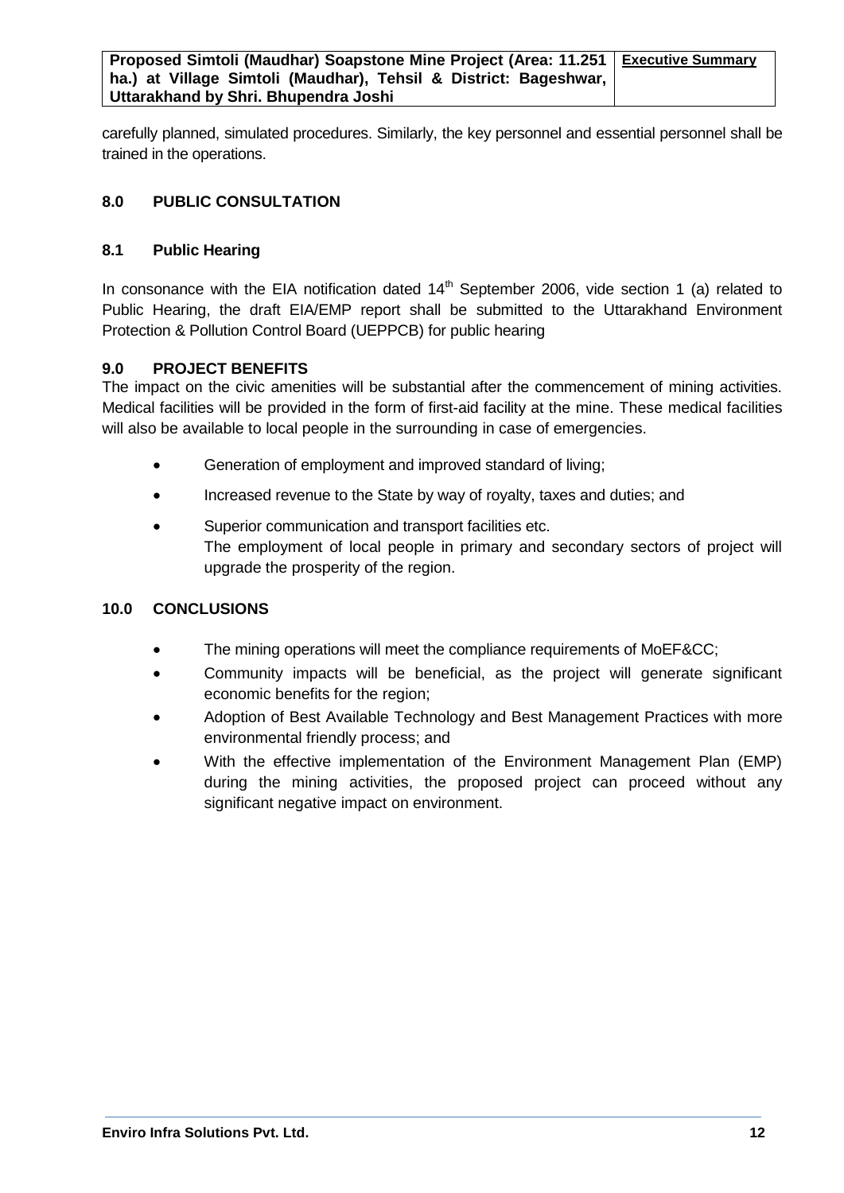carefully planned, simulated procedures. Similarly, the key personnel and essential personnel shall be trained in the operations.

## 8.0 PUBLIC CONSULTATION

### 8.1 Public Hearing

In consonance with the EIA notification dated 14th September 2006, vide section 1 (a) related to Public Hearing, the draft EIA/EMP report shall be submitted to the Uttarakhand Environment Protection & Pollution Control Board (UEPPCB) for public hearing

## 9.0 PROJECT BENEFITS

The impact on the civic amenities will be substantial after the commencement of mining activities. Medical facilities will be provided in the form of first-aid facility at the mine. These medical facilities will also be available to local people in the surrounding in case of emergencies.

- Generation of employment and improved standard of living;
- Increased revenue to the State by way of royalty, taxes and duties; and
- Superior communication and transport facilities etc.
  The employment of local people in primary and secondary sectors of project will upgrade the prosperity of the region.

## 10.0 CONCLUSIONS

- The mining operations will meet the compliance requirements of MoEF&CC;
- Community impacts will be beneficial, as the project will generate significant economic benefits for the region;
- Adoption of Best Available Technology and Best Management Practices with more environmental friendly process; and
- With the effective implementation of the Environment Management Plan (EMP) during the mining activities, the proposed project can proceed without any significant negative impact on environment.